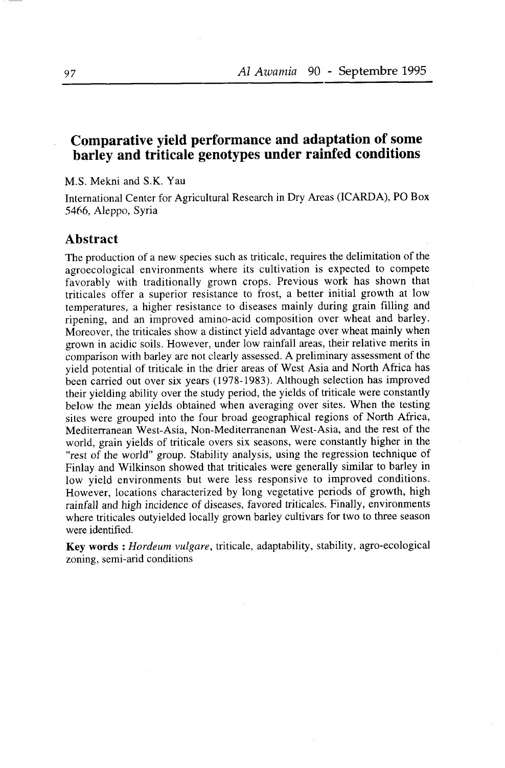# Comparative yield performance and adaptation of some barley and triticale genotypes under rainfed conditions

M.S. Mekni and S.K. Yau

International Center for Agricultural Research in Dry Areas (ICARDA), PO Box 5466, Aleppo, Syria

## Abstract

The production of a new species such as triticale, requires the delimitation of the agroecological environments where its cultivation is expected to compete favorably with traditionally grown crops. Previous work has shown that triticales offer a superior resistance to frost, a better initial growth at low temperatures, a higher resistance to diseases mainly during grain filling and ripening, and an improved amino-acid composition over wheat and barley. Moreover, the triticales show a distinct yield advantage over wheat mainly when grown in acidic soils. However, under low rainfall areas, their relative merits in comparison with barley are not clearly assessed. A preliminary assessment of the yield potential of triticale in the drier areas of West Asia and North Africa has been carried out over six years (1978-1983). Although selection has improved their yielding ability over the study period, the yields of triticale were constantly below the mean yields obtained when averaging over sites. When the testing sites were grouped into the four broad geographical regions of North Africa, Mediterranean West-Asia, Non-Mediterranenan West-Asia, and the rest of the world, grain yields of triticale overs six seasons, were constantly higher in the "rest of the world" group. Stability analysis, using the regression technique of Finlay and Wilkinson showed that triticales were generally similar to barley in low yield environments but were less responsive to improved conditions. However, locations characterized by long vegetative periods of growth, high rainfall and high incidence of diseases, favored triticales. Finally, environments where triticales outyielded locally grown barley cultivars for two to three season were identified.

**Key words :** *Hordeum vulgare*, triticale, adaptability, stability, agro-ecological zoning, semi-arid conditions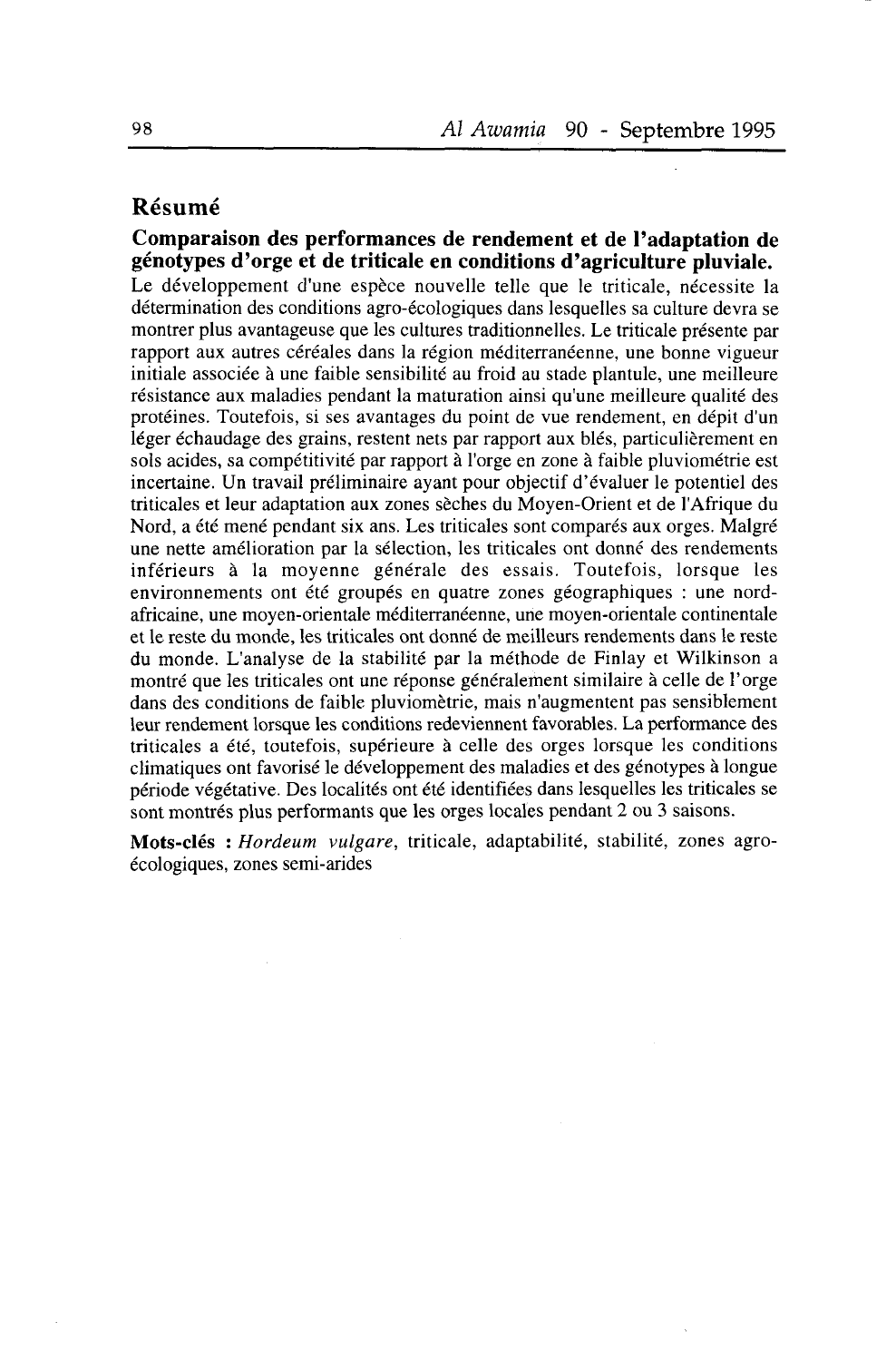## Résumé

**Comparaison des performances de rendement et de l'adaptation de génotypes d'orge et de triticale en conditions d'agriculture pluviale.**
Le développement d'une espèce nouvelle telle que le triticale, nécessite la détermination des conditions agro-écologiques dans lesquelles sa culture devra se montrer plus avantageuse que les cultures traditionnelles. Le triticale présente par rapport aux autres céréales dans la région méditerranéenne, une bonne vigueur initiale associée à une faible sensibilité au froid au stade plantule, une meilleure résistance aux maladies pendant la maturation ainsi qu'une meilleure qualité des protéines. Toutefois, si ses avantages du point de vue rendement, en dépit d'un léger échaudage des grains, restent nets par rapport aux blés, particulièrement en sols acides, sa compétitivité par rapport à l'orge en zone à faible pluviométrie est incertaine. Un travail préliminaire ayant pour objectif d'évaluer le potentiel des triticales et leur adaptation aux zones sèches du Moyen-Orient et de l'Afrique du Nord, a été mené pendant six ans. Les triticales sont comparés aux orges. Malgré une nette amélioration par la sélection, les triticales ont donné des rendements inférieurs à la moyenne générale des essais. Toutefois, lorsque les environnements ont été groupés en quatre zones géographiques : une nord-africaine, une moyen-orientale méditerranéenne, une moyen-orientale continentale et le reste du monde, les triticales ont donné de meilleurs rendements dans le reste du monde. L'analyse de la stabilité par la méthode de Finlay et Wilkinson a montré que les triticales ont une réponse généralement similaire à celle de l'orge dans des conditions de faible pluviomètrie, mais n'augmentent pas sensiblement leur rendement lorsque les conditions redeviennent favorables. La performance des triticales a été, toutefois, supérieure à celle des orges lorsque les conditions climatiques ont favorisé le développement des maladies et des génotypes à longue période végétative. Des localités ont été identifiées dans lesquelles les triticales se sont montrés plus performants que les orges locales pendant 2 ou 3 saisons.

**Mots-clés :** *Hordeum vulgare*, triticale, adaptabilité, stabilité, zones agro-écologiques, zones semi-arides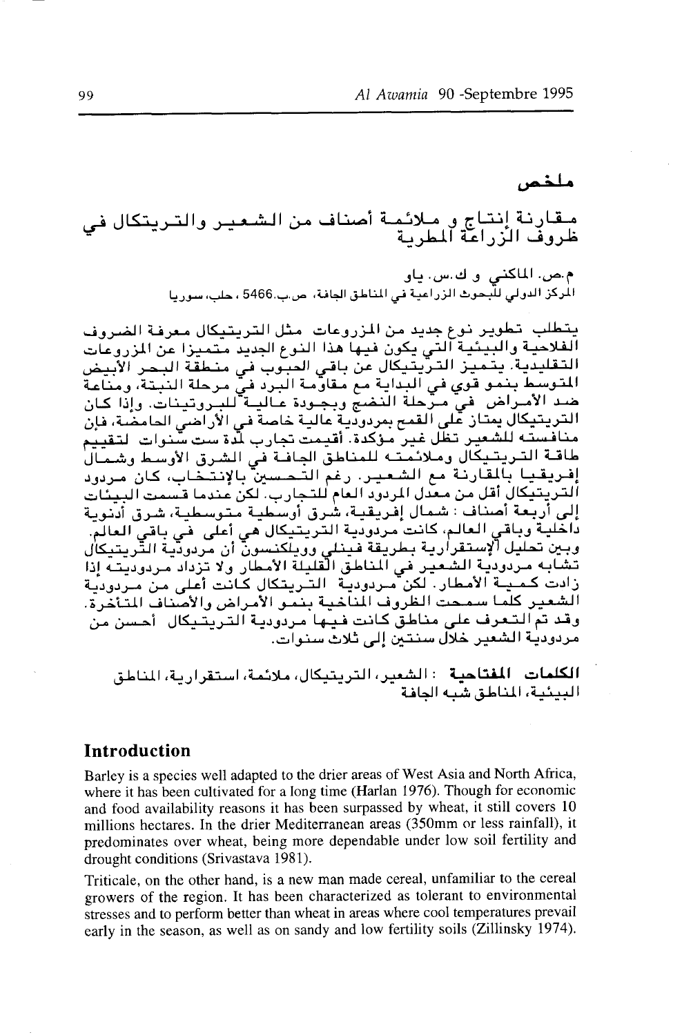# ملخص

## مقارنة إنتاج و ملائمة أصناف من الشعير والتريتكال في ظروف الزراعة المطرية

م.ص. الماكني و ك.س. ياو

المركز الدولي للبحوث الزراعية في المناطق الجافة، ص.ب.5466 ، حلب، سوريا

يتطلب تطوير نوع جديد من المزروعات مثل التريتيكال معرفة الضروف الفلاحية والبيئية التي يكون فيها هذا النوع الجديد متميزا عن المزروعات التقليدية. يتميز التريتيكال عن باقي الحبوب في منطقة البحر الأبيض المتوسط بنمو قوي في البداية مع مقاومة البرد في مرحلة النبتة، ومناعة ضد الأمراض في مرحلة النضج وبجودة عالية للبروتينات. وإذا كان التريتيكال يمتاز على القمح بمردودية عالية خاصة في الأراضي الحامضة، فإن منافسته للشعير تظل غير مؤكدة. أقيمت تجارب لمدة ست سنوات لتقييم طاقة التريتيكال وملائمته للمناطق الجافة في الشرق الأوسط وشمال إفريقيا بالمقارنة مع الشعير. رغم التحسين بالإنتخاب، كان مردود التريتيكال أقل من معدل المردود العام للتجارب. لكن عندما قسمت البيئات إلى أربعة أصناف : شمال إفريقية، شرق أوسطية متوسطية، شرق أدنوية داخلية وباقي العالم، كانت مردودية التريتيكال هي أعلى في باقي العالم. وبين تحليل الإستقرارية بطريقة فينلي وويلكنسون أن مردودية التريتيكال تشابه مردودية الشعير في المناطق القليلة الأمطار ولا تزداد مردوديته إذا زادت كمية الأمطار. لكن مردودية التريتكال كانت أعلى من مردودية الشعير كلما سمحت الظروف المناخية بنمو الأمراض والأصناف المتأخرة. وقد تم التعرف على مناطق كانت فيها مردودية التريتيكال أحسن من مردودية الشعير خلال سنتين إلى ثلاث سنوات.

**الكلمات المفتاحية** : الشعير، التريتيكال، ملائمة، استقرارية، المناطق البيئية، المناطق شبه الجافة

## Introduction

Barley is a species well adapted to the drier areas of West Asia and North Africa, where it has been cultivated for a long time (Harlan 1976). Though for economic and food availability reasons it has been surpassed by wheat, it still covers 10 millions hectares. In the drier Mediterranean areas (350mm or less rainfall), it predominates over wheat, being more dependable under low soil fertility and drought conditions (Srivastava 1981).

Triticale, on the other hand, is a new man made cereal, unfamiliar to the cereal growers of the region. It has been characterized as tolerant to environmental stresses and to perform better than wheat in areas where cool temperatures prevail early in the season, as well as on sandy and low fertility soils (Zillinsky 1974).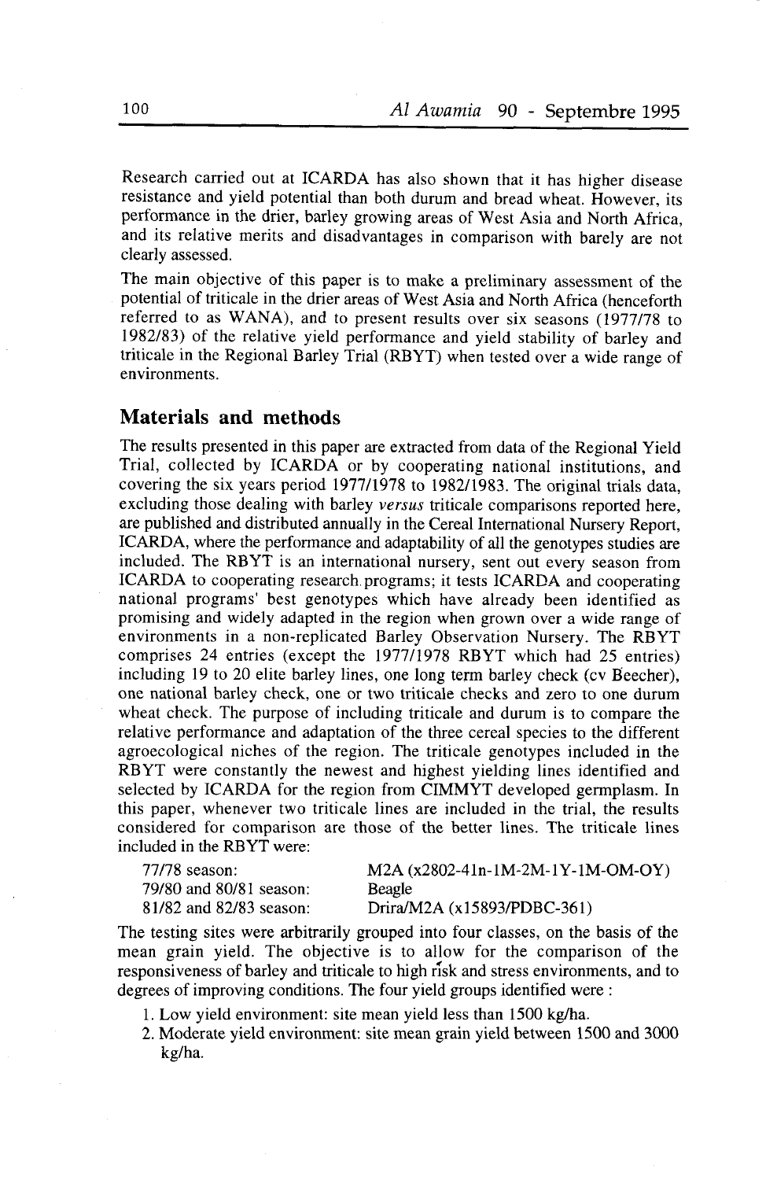Research carried out at ICARDA has also shown that it has higher disease resistance and yield potential than both durum and bread wheat. However, its performance in the drier, barley growing areas of West Asia and North Africa, and its relative merits and disadvantages in comparison with barely are not clearly assessed.

The main objective of this paper is to make a preliminary assessment of the potential of triticale in the drier areas of West Asia and North Africa (henceforth referred to as WANA), and to present results over six seasons (1977/78 to 1982/83) of the relative yield performance and yield stability of barley and triticale in the Regional Barley Trial (RBYT) when tested over a wide range of environments.

## Materials and methods

The results presented in this paper are extracted from data of the Regional Yield Trial, collected by ICARDA or by cooperating national institutions, and covering the six years period 1977/1978 to 1982/1983. The original trials data, excluding those dealing with barley *versus* triticale comparisons reported here, are published and distributed annually in the Cereal International Nursery Report, ICARDA, where the performance and adaptability of all the genotypes studies are included. The RBYT is an international nursery, sent out every season from ICARDA to cooperating research programs; it tests ICARDA and cooperating national programs' best genotypes which have already been identified as promising and widely adapted in the region when grown over a wide range of environments in a non-replicated Barley Observation Nursery. The RBYT comprises 24 entries (except the 1977/1978 RBYT which had 25 entries) including 19 to 20 elite barley lines, one long term barley check (cv Beecher), one national barley check, one or two triticale checks and zero to one durum wheat check. The purpose of including triticale and durum is to compare the relative performance and adaptation of the three cereal species to the different agroecological niches of the region. The triticale genotypes included in the RBYT were constantly the newest and highest yielding lines identified and selected by ICARDA for the region from CIMMYT developed germplasm. In this paper, whenever two triticale lines are included in the trial, the results considered for comparison are those of the better lines. The triticale lines included in the RBYT were:

| | |
|---|---|
| 77/78 season: | M2A (x2802-41n-1M-2M-1Y-1M-OM-OY) |
| 79/80 and 80/81 season: | Beagle |
| 81/82 and 82/83 season: | Drira/M2A (x15893/PDBC-361) |

The testing sites were arbitrarily grouped into four classes, on the basis of the mean grain yield. The objective is to allow for the comparison of the responsiveness of barley and triticale to high risk and stress environments, and to degrees of improving conditions. The four yield groups identified were :

1. Low yield environment: site mean yield less than 1500 kg/ha.
2. Moderate yield environment: site mean grain yield between 1500 and 3000 kg/ha.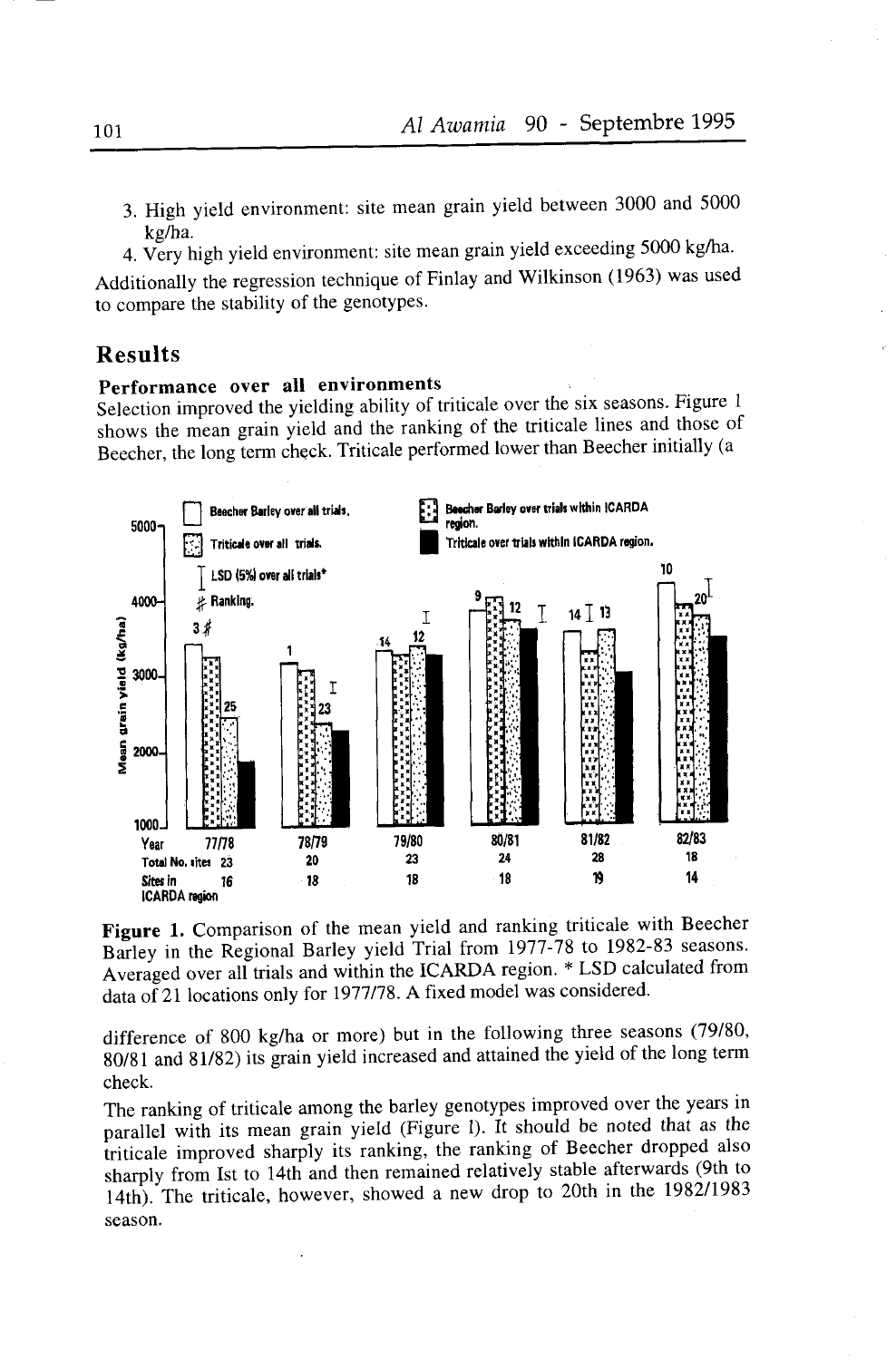3. High yield environment: site mean grain yield between 3000 and 5000 kg/ha.
4. Very high yield environment: site mean grain yield exceeding 5000 kg/ha.

Additionally the regression technique of Finlay and Wilkinson (1963) was used to compare the stability of the genotypes.

## Results

### Performance over all environments

Selection improved the yielding ability of triticale over the six seasons. Figure 1 shows the mean grain yield and the ranking of the triticale lines and those of Beecher, the long term check. Triticale performed lower than Beecher initially (a

**Figure 1.** Comparison of the mean yield and ranking triticale with Beecher Barley in the Regional Barley yield Trial from 1977-78 to 1982-83 seasons. Averaged over all trials and within the ICARDA region. * LSD calculated from data of 21 locations only for 1977/78. A fixed model was considered.

difference of 800 kg/ha or more) but in the following three seasons (79/80, 80/81 and 81/82) its grain yield increased and attained the yield of the long term check.

The ranking of triticale among the barley genotypes improved over the years in parallel with its mean grain yield (Figure 1). It should be noted that as the triticale improved sharply its ranking, the ranking of Beecher dropped also sharply from Ist to 14th and then remained relatively stable afterwards (9th to 14th). The triticale, however, showed a new drop to 20th in the 1982/1983 season.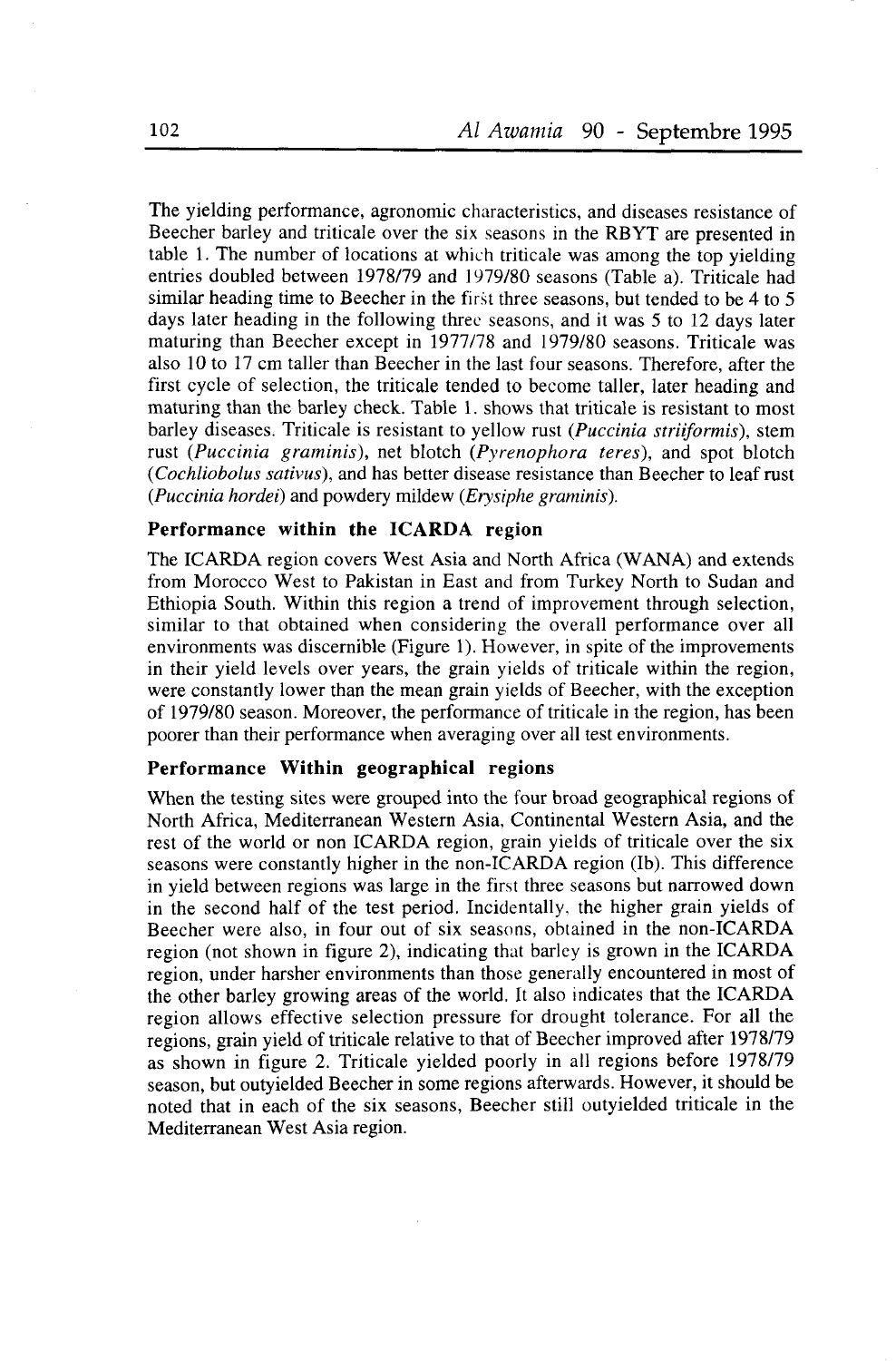The yielding performance, agronomic characteristics, and diseases resistance of Beecher barley and triticale over the six seasons in the RBYT are presented in table 1. The number of locations at which triticale was among the top yielding entries doubled between 1978/79 and 1979/80 seasons (Table a). Triticale had similar heading time to Beecher in the first three seasons, but tended to be 4 to 5 days later heading in the following three seasons, and it was 5 to 12 days later maturing than Beecher except in 1977/78 and 1979/80 seasons. Triticale was also 10 to 17 cm taller than Beecher in the last four seasons. Therefore, after the first cycle of selection, the triticale tended to become taller, later heading and maturing than the barley check. Table 1. shows that triticale is resistant to most barley diseases. Triticale is resistant to yellow rust (*Puccinia striiformis*), stem rust (*Puccinia graminis*), net blotch (*Pyrenophora teres*), and spot blotch (*Cochliobolus sativus*), and has better disease resistance than Beecher to leaf rust (*Puccinia hordei*) and powdery mildew (*Erysiphe graminis*).

### Performance within the ICARDA region

The ICARDA region covers West Asia and North Africa (WANA) and extends from Morocco West to Pakistan in East and from Turkey North to Sudan and Ethiopia South. Within this region a trend of improvement through selection, similar to that obtained when considering the overall performance over all environments was discernible (Figure 1). However, in spite of the improvements in their yield levels over years, the grain yields of triticale within the region, were constantly lower than the mean grain yields of Beecher, with the exception of 1979/80 season. Moreover, the performance of triticale in the region, has been poorer than their performance when averaging over all test environments.

### Performance Within geographical regions

When the testing sites were grouped into the four broad geographical regions of North Africa, Mediterranean Western Asia, Continental Western Asia, and the rest of the world or non ICARDA region, grain yields of triticale over the six seasons were constantly higher in the non-ICARDA region (Ib). This difference in yield between regions was large in the first three seasons but narrowed down in the second half of the test period. Incidentally, the higher grain yields of Beecher were also, in four out of six seasons, obtained in the non-ICARDA region (not shown in figure 2), indicating that barley is grown in the ICARDA region, under harsher environments than those generally encountered in most of the other barley growing areas of the world. It also indicates that the ICARDA region allows effective selection pressure for drought tolerance. For all the regions, grain yield of triticale relative to that of Beecher improved after 1978/79 as shown in figure 2. Triticale yielded poorly in all regions before 1978/79 season, but outyielded Beecher in some regions afterwards. However, it should be noted that in each of the six seasons, Beecher still outyielded triticale in the Mediterranean West Asia region.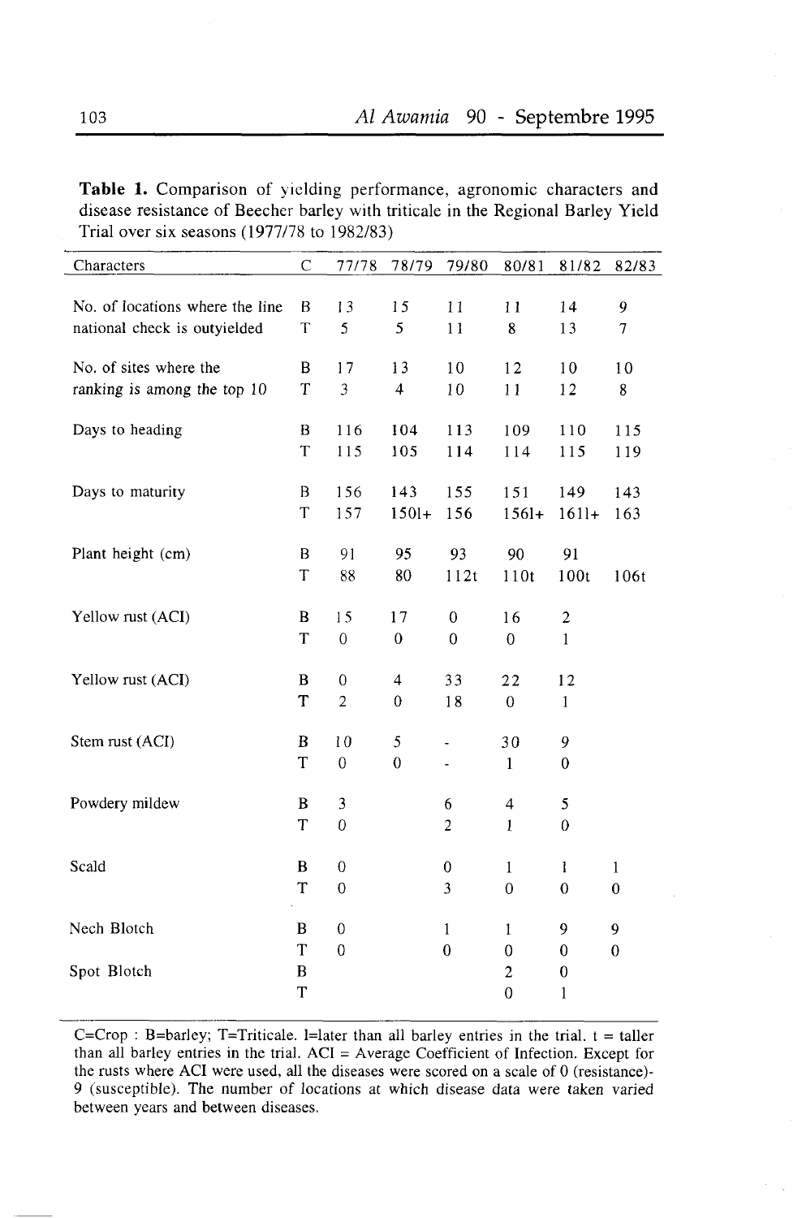**Table 1.** Comparison of yielding performance, agronomic characters and disease resistance of Beecher barley with triticale in the Regional Barley Yield Trial over six seasons (1977/78 to 1982/83)

| Characters | C | 77/78 | 78/79 | 79/80 | 80/81 | 81/82 | 82/83 |
|---|---|---|---|---|---|---|---|
| No. of locations where the line | B | 13 | 15 | 11 | 11 | 14 | 9 |
| national check is outyielded | T | 5 | 5 | 11 | 8 | 13 | 7 |
| No. of sites where the | B | 17 | 13 | 10 | 12 | 10 | 10 |
| ranking is among the top 10 | T | 3 | 4 | 10 | 11 | 12 | 8 |
| Days to heading | B | 116 | 104 | 113 | 109 | 110 | 115 |
| | T | 115 | 105 | 114 | 114 | 115 | 119 |
| Days to maturity | B | 156 | 143 | 155 | 151 | 149 | 143 |
| | T | 157 | 1501+ | 156 | 1561+ | 1611+ | 163 |
| Plant height (cm) | B | 91 | 95 | 93 | 90 | 91 | |
| | T | 88 | 80 | 112t | 110t | 100t | 106t |
| Yellow rust (ACI) | B | 15 | 17 | 0 | 16 | 2 | |
| | T | 0 | 0 | 0 | 0 | 1 | |
| Yellow rust (ACI) | B | 0 | 4 | 33 | 22 | 12 | |
| | T | 2 | 0 | 18 | 0 | 1 | |
| Stem rust (ACI) | B | 10 | 5 | - | 30 | 9 | |
| | T | 0 | 0 | - | 1 | 0 | |
| Powdery mildew | B | 3 | | 6 | 4 | 5 | |
| | T | 0 | | 2 | 1 | 0 | |
| Scald | B | 0 | | 0 | 1 | 1 | 1 |
| | T | 0 | | 3 | 0 | 0 | 0 |
| Nech Blotch | B | 0 | | 1 | 1 | 9 | 9 |
| | T | 0 | | 0 | 0 | 0 | 0 |
| Spot Blotch | B | | | | 2 | 0 | |
| | T | | | | 0 | 1 | |

C=Crop : B=barley; T=Triticale. 1=later than all barley entries in the trial. t = taller than all barley entries in the trial. ACI = Average Coefficient of Infection. Except for the rusts where ACI were used, all the diseases were scored on a scale of 0 (resistance)-9 (susceptible). The number of locations at which disease data were taken varied between years and between diseases.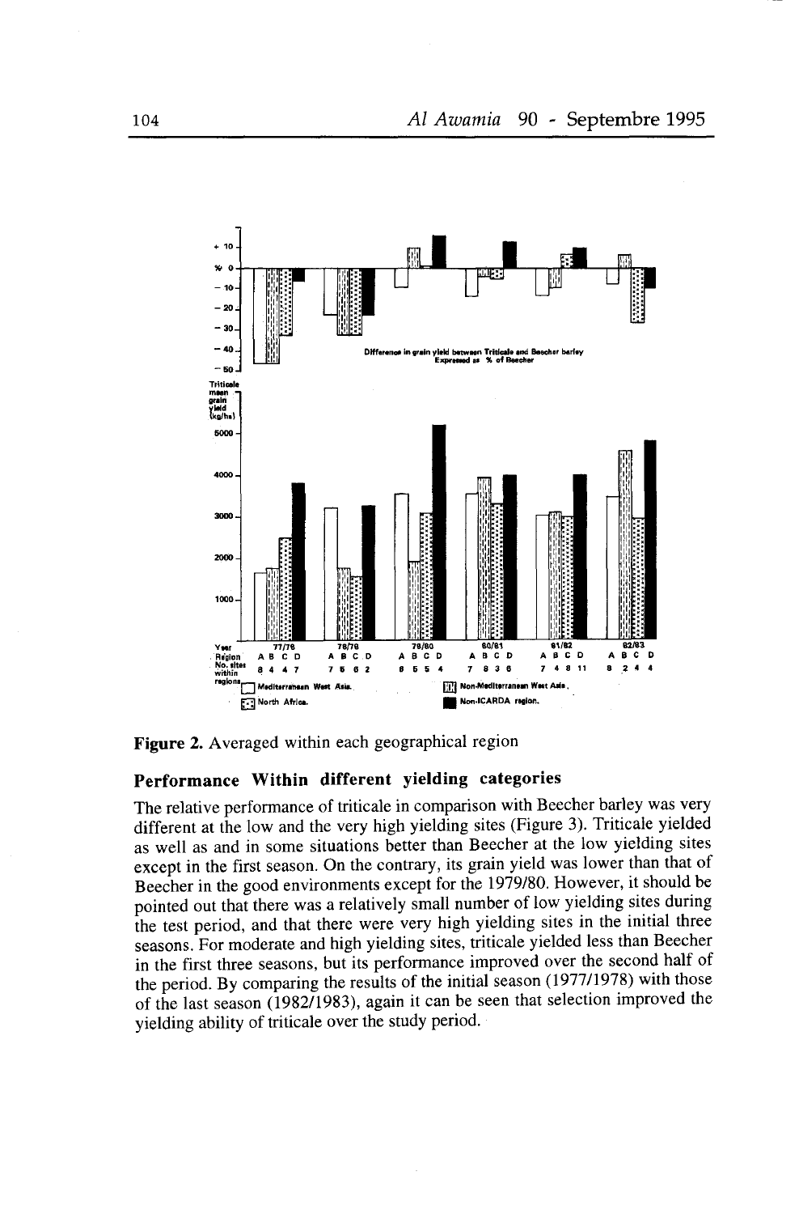Figure 2. Averaged within each geographical region

### Performance Within different yielding categories

The relative performance of triticale in comparison with Beecher barley was very different at the low and the very high yielding sites (Figure 3). Triticale yielded as well as and in some situations better than Beecher at the low yielding sites except in the first season. On the contrary, its grain yield was lower than that of Beecher in the good environments except for the 1979/80. However, it should be pointed out that there was a relatively small number of low yielding sites during the test period, and that there were very high yielding sites in the initial three seasons. For moderate and high yielding sites, triticale yielded less than Beecher in the first three seasons, but its performance improved over the second half of the period. By comparing the results of the initial season (1977/1978) with those of the last season (1982/1983), again it can be seen that selection improved the yielding ability of triticale over the study period.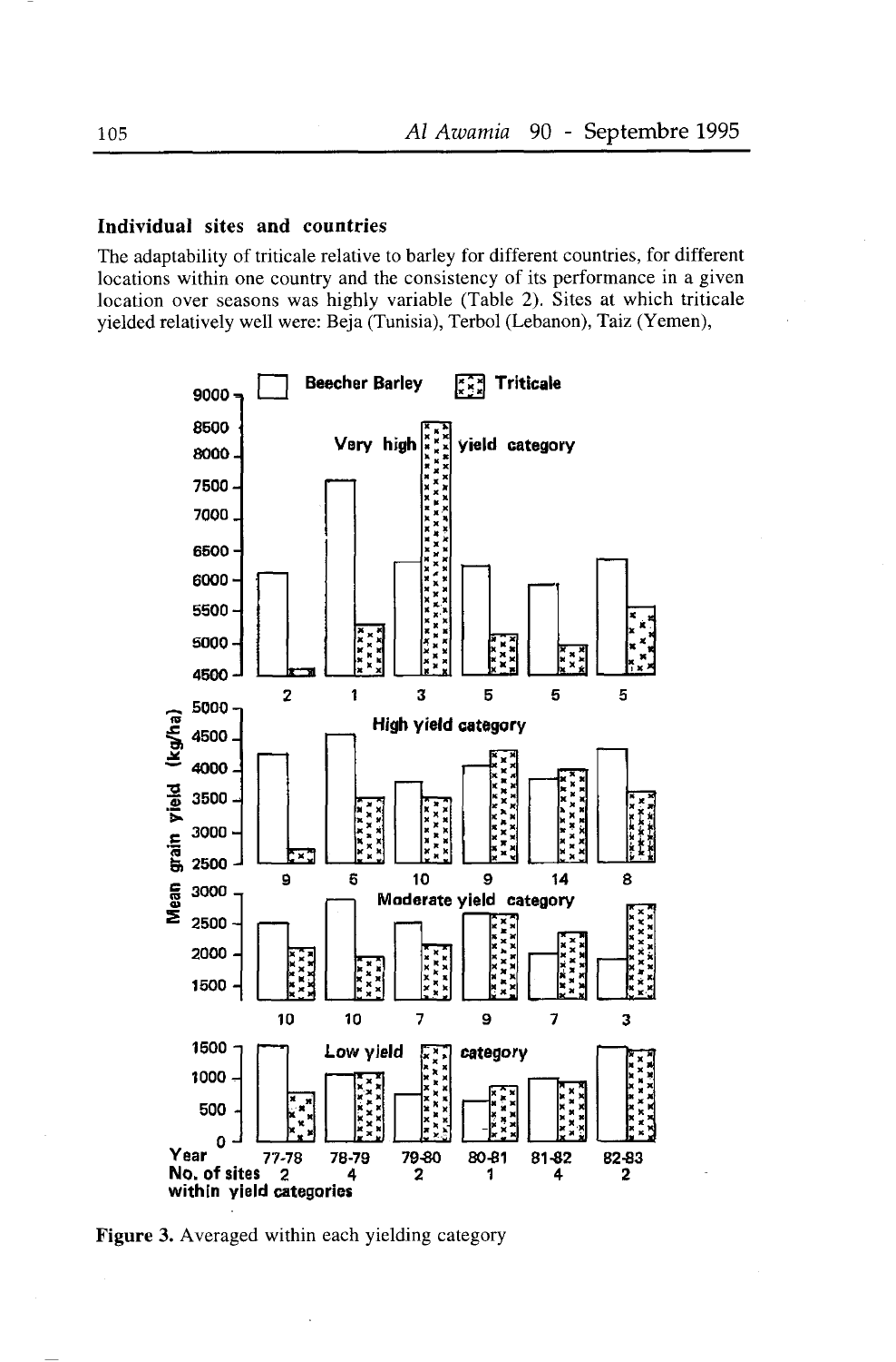## Individual sites and countries

The adaptability of triticale relative to barley for different countries, for different locations within one country and the consistency of its performance in a given location over seasons was highly variable (Table 2). Sites at which triticale yielded relatively well were: Beja (Tunisia), Terbol (Lebanon), Taiz (Yemen),

**Figure 3.** Averaged within each yielding category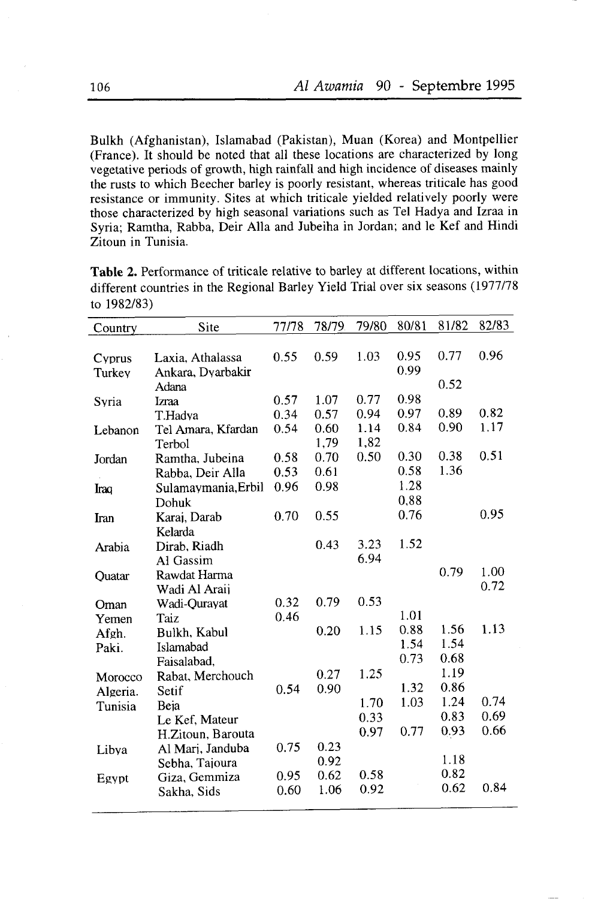Bulkh (Afghanistan), Islamabad (Pakistan), Muan (Korea) and Montpellier (France). It should be noted that all these locations are characterized by long vegetative periods of growth, high rainfall and high incidence of diseases mainly the rusts to which Beecher barley is poorly resistant, whereas triticale has good resistance or immunity. Sites at which triticale yielded relatively poorly were those characterized by high seasonal variations such as Tel Hadya and Izraa in Syria; Ramtha, Rabba, Deir Alla and Jubeiha in Jordan; and le Kef and Hindi Zitoun in Tunisia.

**Table 2.** Performance of triticale relative to barley at different locations, within different countries in the Regional Barley Yield Trial over six seasons (1977/78 to 1982/83)

| Country | Site | 77/78 | 78/79 | 79/80 | 80/81 | 81/82 | 82/83 |
|---|---|---|---|---|---|---|---|
| Cyprus | Laxia, Athalassa | 0.55 | 0.59 | 1.03 | 0.95 | 0.77 | 0.96 |
| Turkey | Ankara, Dyarbakir | | | | 0.99 | | |
| | Adana | | | | | 0.52 | |
| Syria | Izraa | 0.57 | 1.07 | 0.77 | 0.98 | | |
| | T.Hadya | 0.34 | 0.57 | 0.94 | 0.97 | 0.89 | 0.82 |
| Lebanon | Tel Amara, Kfardan | 0.54 | 0.60 | 1.14 | 0.84 | 0.90 | 1.17 |
| | Terbol | | 1,79 | 1,82 | | | |
| Jordan | Ramtha, Jubeina | 0.58 | 0.70 | 0.50 | 0.30 | 0.38 | 0.51 |
| | Rabba, Deir Alla | 0,53 | 0.61 | | 0.58 | 1.36 | |
| Iraq | Sulamaymania,Erbil | 0.96 | 0.98 | | 1.28 | | |
| | Dohuk | | | | 0,88 | | |
| Iran | Karaj, Darab | 0.70 | 0.55 | | 0.76 | | 0.95 |
| | Kelarda | | | | | | |
| Arabia | Dirab, Riadh | | 0.43 | 3.23 | 1.52 | | |
| | Al Gassim | | | 6.94 | | | |
| Quatar | Rawdat Harma | | | | | 0.79 | 1.00 |
| | Wadi Al Araij | | | | | | 0.72 |
| Oman | Wadi-Qurayat | 0.32 | 0.79 | 0.53 | | | |
| Yemen | Taiz | 0.46 | | | 1.01 | | |
| Afgh. | Bulkh, Kabul | | 0.20 | 1.15 | 0.88 | 1.56 | 1.13 |
| Paki. | Islamabad | | | | 1.54 | 1.54 | |
| | Faisalabad, | | | | 0.73 | 0.68 | |
| Morocco | Rabat, Merchouch | | 0.27 | 1.25 | | 1.19 | |
| Algeria. | Setif | 0.54 | 0.90 | | 1.32 | 0.86 | |
| Tunisia | Beja | | | 1.70 | 1.03 | 1.24 | 0.74 |
| | Le Kef, Mateur | | | 0.33 | | 0.83 | 0.69 |
| | H.Zitoun, Barouta | | | 0.97 | 0.77 | 0.93 | 0.66 |
| Libya | Al Marj, Janduba | 0.75 | 0.23 | | | | |
| | Sebha, Tajoura | | 0.92 | | | 1.18 | |
| Egypt | Giza, Gemmiza | 0.95 | 0.62 | 0.58 | | 0.82 | |
| | Sakha, Sids | 0.60 | 1.06 | 0.92 | | 0.62 | 0.84 |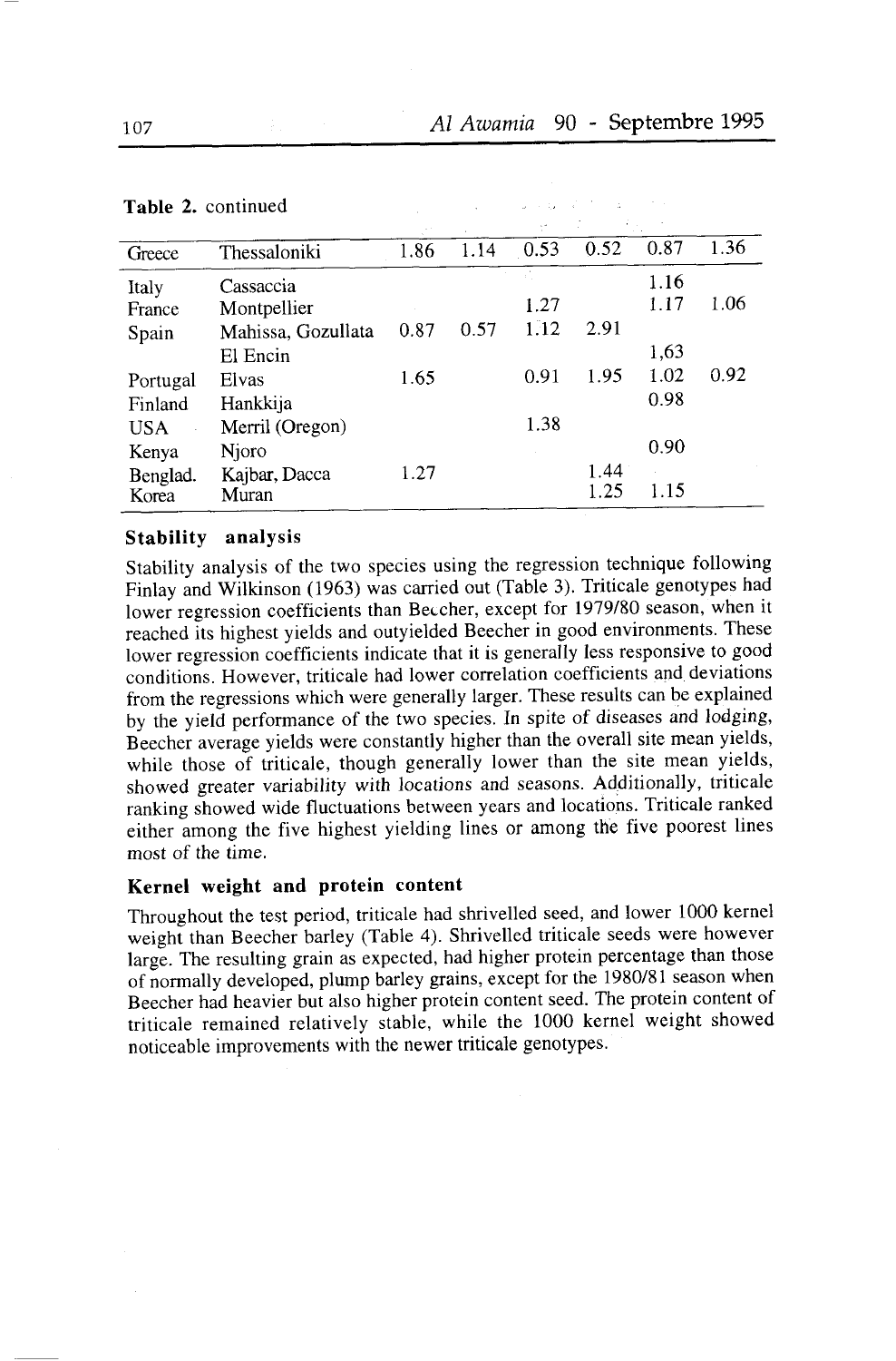**Table 2.** continued

| Greece | Thessaloniki | 1.86 | 1.14 | 0.53 | 0.52 | 0.87 | 1.36 |
|---|---|---|---|---|---|---|---|
| Italy | Cassaccia | | | | | 1.16 | |
| France | Montpellier | | | 1.27 | | 1.17 | 1.06 |
| Spain | Mahissa, Gozullata | 0.87 | 0.57 | 1.12 | 2.91 | | |
| | El Encin | | | | | 1,63 | |
| Portugal | Elvas | 1.65 | | 0.91 | 1.95 | 1.02 | 0.92 |
| Finland | Hankkija | | | | | 0.98 | |
| USA | Merril (Oregon) | | | 1.38 | | | |
| Kenya | Njoro | | | | | 0.90 | |
| Benglad. | Kajbar, Dacca | 1.27 | | | 1.44 | | |
| Korea | Muran | | | | 1.25 | 1.15 | |

### Stability analysis

Stability analysis of the two species using the regression technique following Finlay and Wilkinson (1963) was carried out (Table 3). Triticale genotypes had lower regression coefficients than Beecher, except for 1979/80 season, when it reached its highest yields and outyielded Beecher in good environments. These lower regression coefficients indicate that it is generally less responsive to good conditions. However, triticale had lower correlation coefficients and deviations from the regressions which were generally larger. These results can be explained by the yield performance of the two species. In spite of diseases and lodging, Beecher average yields were constantly higher than the overall site mean yields, while those of triticale, though generally lower than the site mean yields, showed greater variability with locations and seasons. Additionally, triticale ranking showed wide fluctuations between years and locations. Triticale ranked either among the five highest yielding lines or among the five poorest lines most of the time.

### Kernel weight and protein content

Throughout the test period, triticale had shrivelled seed, and lower 1000 kernel weight than Beecher barley (Table 4). Shrivelled triticale seeds were however large. The resulting grain as expected, had higher protein percentage than those of normally developed, plump barley grains, except for the 1980/81 season when Beecher had heavier but also higher protein content seed. The protein content of triticale remained relatively stable, while the 1000 kernel weight showed noticeable improvements with the newer triticale genotypes.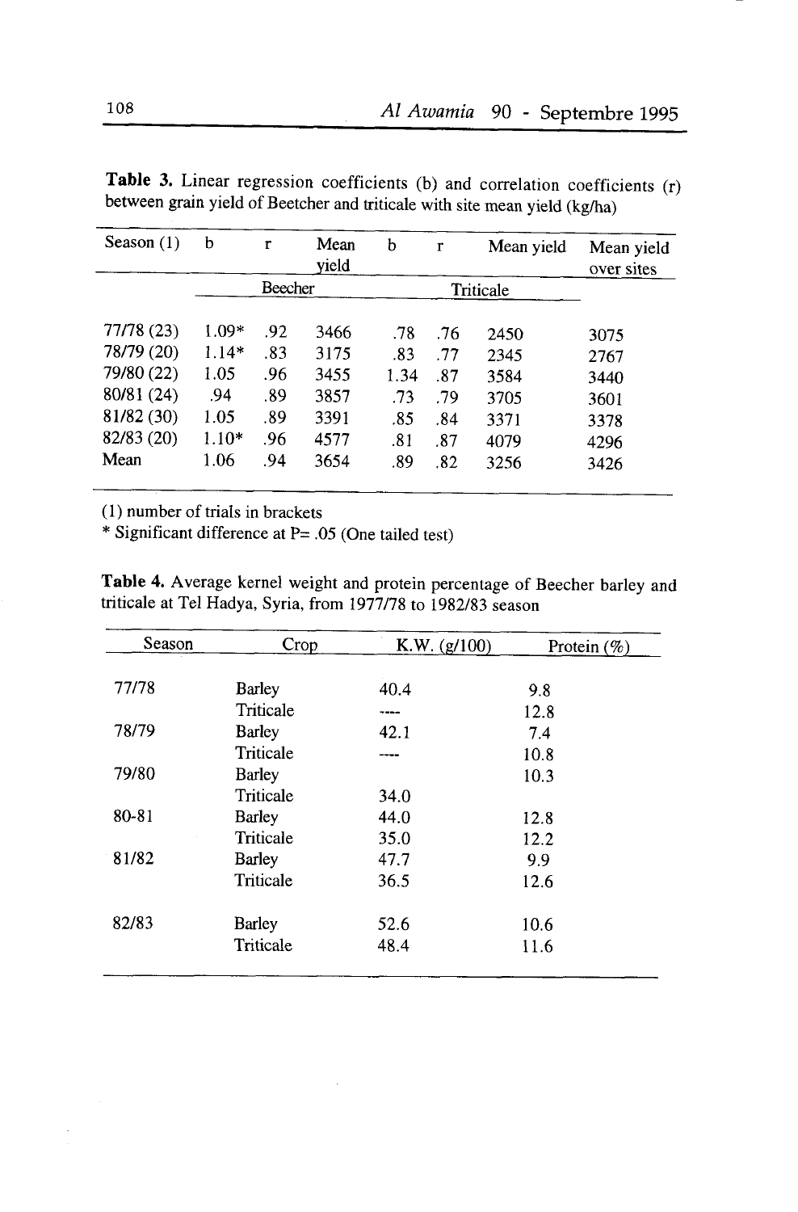**Table 3.** Linear regression coefficients (b) and correlation coefficients (r) between grain yield of Beecher and triticale with site mean yield (kg/ha)

| Season (1) | b | r | Mean yield | b | r | Mean yield | Mean yield over sites |
|---|---|---|---|---|---|---|---|
| | Beecher | | | Triticale | | | |
| 77/78 (23) | 1.09* | .92 | 3466 | .78 | .76 | 2450 | 3075 |
| 78/79 (20) | 1.14* | .83 | 3175 | .83 | .77 | 2345 | 2767 |
| 79/80 (22) | 1.05 | .96 | 3455 | 1.34 | .87 | 3584 | 3440 |
| 80/81 (24) | .94 | .89 | 3857 | .73 | .79 | 3705 | 3601 |
| 81/82 (30) | 1.05 | .89 | 3391 | .85 | .84 | 3371 | 3378 |
| 82/83 (20) | 1.10* | .96 | 4577 | .81 | .87 | 4079 | 4296 |
| Mean | 1.06 | .94 | 3654 | .89 | .82 | 3256 | 3426 |

(1) number of trials in brackets
* Significant difference at P= .05 (One tailed test)

**Table 4.** Average kernel weight and protein percentage of Beecher barley and triticale at Tel Hadya, Syria, from 1977/78 to 1982/83 season

| Season | Crop | K.W. (g/100) | Protein (%) |
|---|---|---|---|
| 77/78 | Barley | 40.4 | 9.8 |
| | Triticale | ---- | 12.8 |
| 78/79 | Barley | 42.1 | 7.4 |
| | Triticale | ---- | 10.8 |
| 79/80 | Barley | | 10.3 |
| | Triticale | 34.0 | |
| 80-81 | Barley | 44.0 | 12.8 |
| | Triticale | 35.0 | 12.2 |
| 81/82 | Barley | 47.7 | 9.9 |
| | Triticale | 36.5 | 12.6 |
| 82/83 | Barley | 52.6 | 10.6 |
| | Triticale | 48.4 | 11.6 |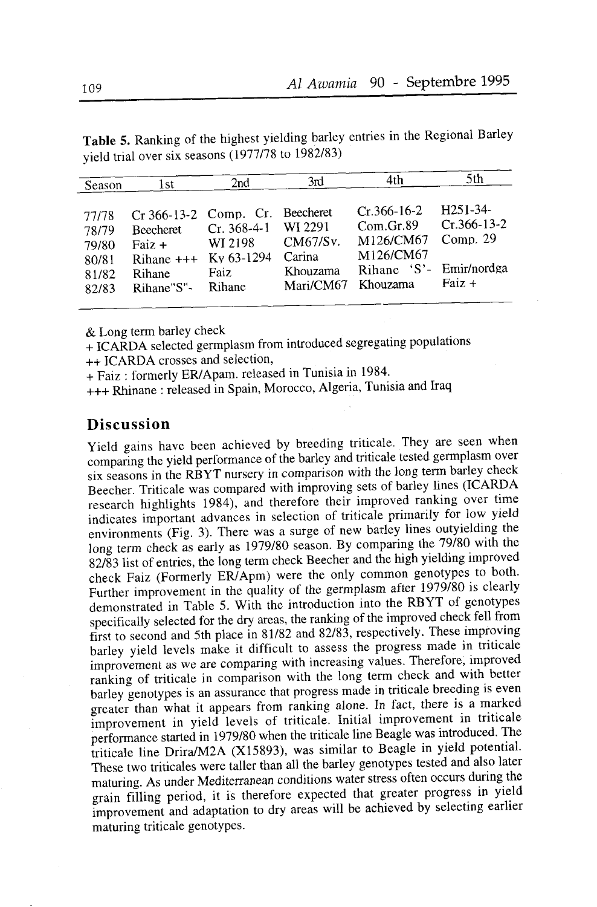**Table 5.** Ranking of the highest yielding barley entries in the Regional Barley yield trial over six seasons (1977/78 to 1982/83)

| Season | 1st | 2nd | 3rd | 4th | 5th |
|---|---|---|---|---|---|
| 77/78 | Cr 366-13-2 | Comp. Cr. | Beecheret | Cr.366-16-2 | H251-34- |
| 78/79 | Beecheret | Cr. 368-4-1 | WI 2291 | Com.Gr.89 | Cr.366-13-2 |
| 79/80 | Faiz + | WI 2198 | CM67/Sv. | M126/CM67 | Comp. 29 |
| 80/81 | Rihane +++ | Ky 63-1294 | Carina | M126/CM67 | |
| 81/82 | Rihane | Faiz | Khouzama | Rihane 'S'- | Emir/nordga |
| 82/83 | Rihane"S"- | Rihane | Mari/CM67 | Khouzama | Faiz + |

& Long term barley check

+ ICARDA selected germplasm from introduced segregating populations

++ ICARDA crosses and selection,

+ Faiz : formerly ER/Apam. released in Tunisia in 1984.

+++ Rhinane : released in Spain, Morocco, Algeria, Tunisia and Iraq

## Discussion

Yield gains have been achieved by breeding triticale. They are seen when comparing the yield performance of the barley and triticale tested germplasm over six seasons in the RBYT nursery in comparison with the long term barley check Beecher. Triticale was compared with improving sets of barley lines (ICARDA research highlights 1984), and therefore their improved ranking over time indicates important advances in selection of triticale primarily for low yield environments (Fig. 3). There was a surge of new barley lines outyielding the long term check as early as 1979/80 season. By comparing the 79/80 with the 82/83 list of entries, the long term check Beecher and the high yielding improved check Faiz (Formerly ER/Apm) were the only common genotypes to both. Further improvement in the quality of the germplasm after 1979/80 is clearly demonstrated in Table 5. With the introduction into the RBYT of genotypes specifically selected for the dry areas, the ranking of the improved check fell from first to second and 5th place in 81/82 and 82/83, respectively. These improving barley yield levels make it difficult to assess the progress made in triticale improvement as we are comparing with increasing values. Therefore, improved ranking of triticale in comparison with the long term check and with better barley genotypes is an assurance that progress made in triticale breeding is even greater than what it appears from ranking alone. In fact, there is a marked improvement in yield levels of triticale. Initial improvement in triticale performance started in 1979/80 when the triticale line Beagle was introduced. The triticale line Drira/M2A (X15893), was similar to Beagle in yield potential. These two triticales were taller than all the barley genotypes tested and also later maturing. As under Mediterranean conditions water stress often occurs during the grain filling period, it is therefore expected that greater progress in yield improvement and adaptation to dry areas will be achieved by selecting earlier maturing triticale genotypes.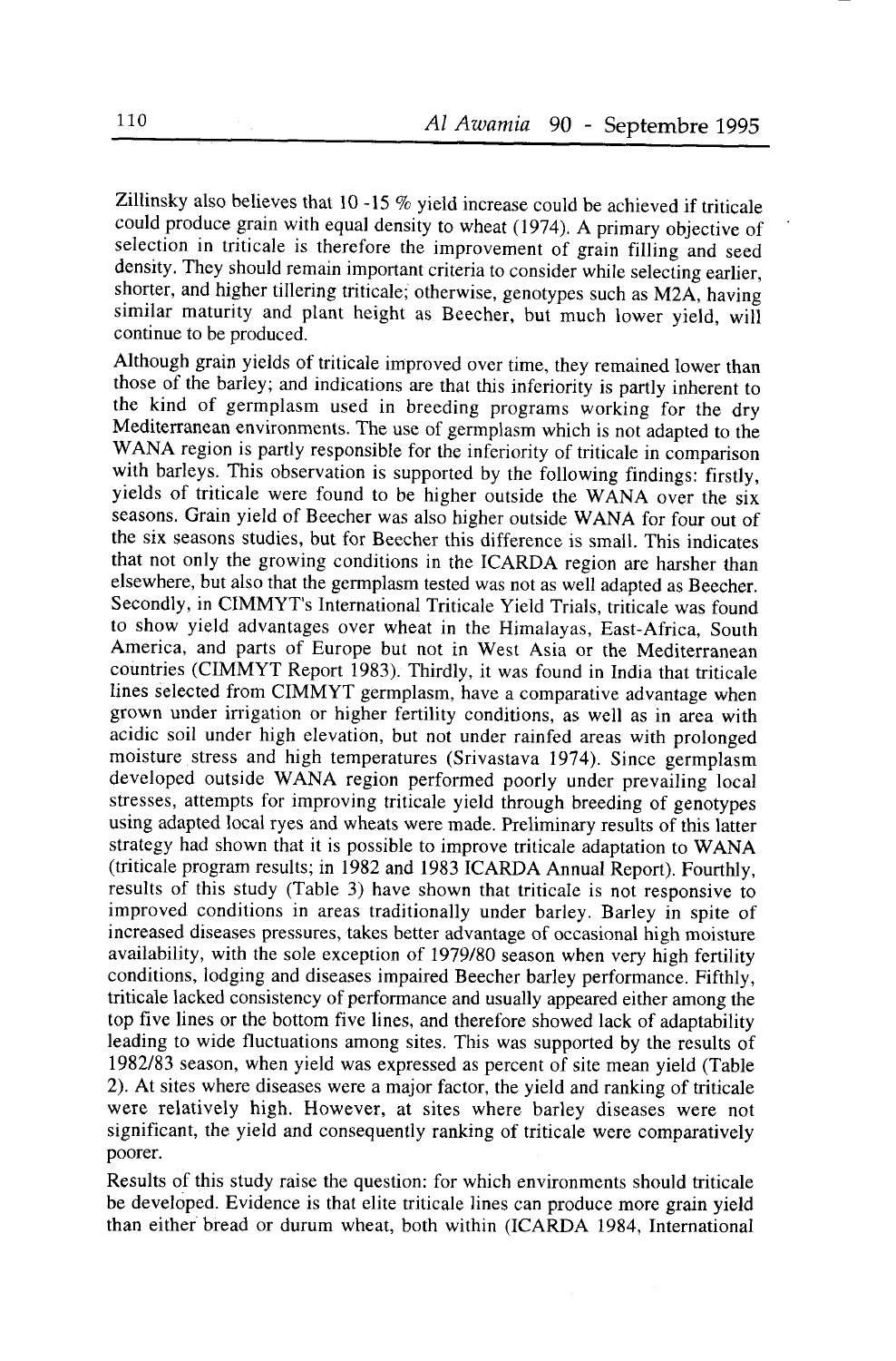Zillinsky also believes that 10 -15 % yield increase could be achieved if triticale could produce grain with equal density to wheat (1974). A primary objective of selection in triticale is therefore the improvement of grain filling and seed density. They should remain important criteria to consider while selecting earlier, shorter, and higher tillering triticale; otherwise, genotypes such as M2A, having similar maturity and plant height as Beecher, but much lower yield, will continue to be produced.

Although grain yields of triticale improved over time, they remained lower than those of the barley; and indications are that this inferiority is partly inherent to the kind of germplasm used in breeding programs working for the dry Mediterranean environments. The use of germplasm which is not adapted to the WANA region is partly responsible for the inferiority of triticale in comparison with barleys. This observation is supported by the following findings: firstly, yields of triticale were found to be higher outside the WANA over the six seasons. Grain yield of Beecher was also higher outside WANA for four out of the six seasons studies, but for Beecher this difference is small. This indicates that not only the growing conditions in the ICARDA region are harsher than elsewhere, but also that the germplasm tested was not as well adapted as Beecher. Secondly, in CIMMYT's International Triticale Yield Trials, triticale was found to show yield advantages over wheat in the Himalayas, East-Africa, South America, and parts of Europe but not in West Asia or the Mediterranean countries (CIMMYT Report 1983). Thirdly, it was found in India that triticale lines selected from CIMMYT germplasm, have a comparative advantage when grown under irrigation or higher fertility conditions, as well as in area with acidic soil under high elevation, but not under rainfed areas with prolonged moisture stress and high temperatures (Srivastava 1974). Since germplasm developed outside WANA region performed poorly under prevailing local stresses, attempts for improving triticale yield through breeding of genotypes using adapted local ryes and wheats were made. Preliminary results of this latter strategy had shown that it is possible to improve triticale adaptation to WANA (triticale program results; in 1982 and 1983 ICARDA Annual Report). Fourthly, results of this study (Table 3) have shown that triticale is not responsive to improved conditions in areas traditionally under barley. Barley in spite of increased diseases pressures, takes better advantage of occasional high moisture availability, with the sole exception of 1979/80 season when very high fertility conditions, lodging and diseases impaired Beecher barley performance. Fifthly, triticale lacked consistency of performance and usually appeared either among the top five lines or the bottom five lines, and therefore showed lack of adaptability leading to wide fluctuations among sites. This was supported by the results of 1982/83 season, when yield was expressed as percent of site mean yield (Table 2). At sites where diseases were a major factor, the yield and ranking of triticale were relatively high. However, at sites where barley diseases were not significant, the yield and consequently ranking of triticale were comparatively poorer.

Results of this study raise the question: for which environments should triticale be developed. Evidence is that elite triticale lines can produce more grain yield than either bread or durum wheat, both within (ICARDA 1984, International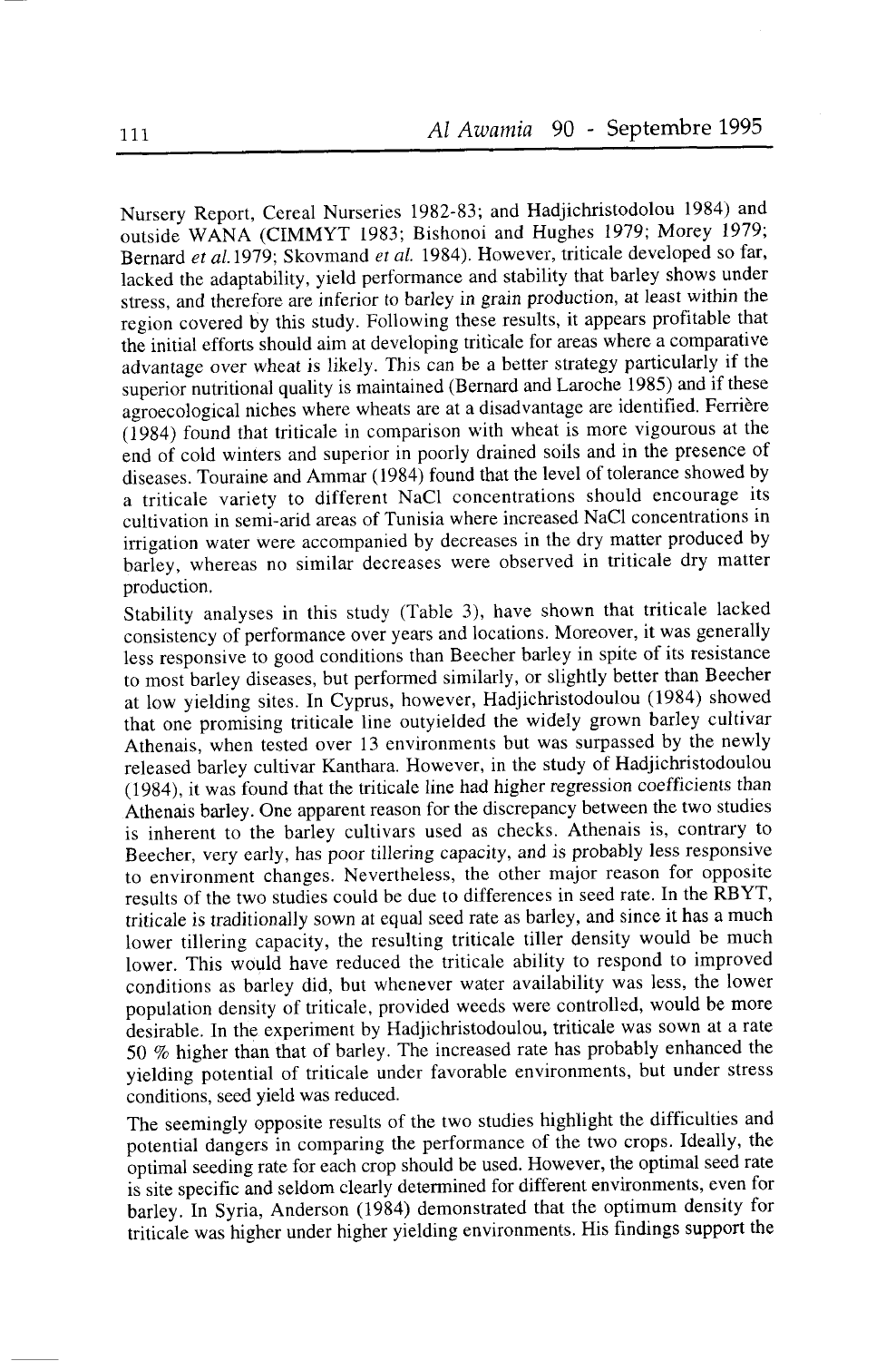Nursery Report, Cereal Nurseries 1982-83; and Hadjichristodolou 1984) and outside WANA (CIMMYT 1983; Bishonoi and Hughes 1979; Morey 1979; Bernard *et al.* 1979; Skovmand *et al.* 1984). However, triticale developed so far, lacked the adaptability, yield performance and stability that barley shows under stress, and therefore are inferior to barley in grain production, at least within the region covered by this study. Following these results, it appears profitable that the initial efforts should aim at developing triticale for areas where a comparative advantage over wheat is likely. This can be a better strategy particularly if the superior nutritional quality is maintained (Bernard and Laroche 1985) and if these agroecological niches where wheats are at a disadvantage are identified. Ferrière (1984) found that triticale in comparison with wheat is more vigourous at the end of cold winters and superior in poorly drained soils and in the presence of diseases. Touraine and Ammar (1984) found that the level of tolerance showed by a triticale variety to different NaCl concentrations should encourage its cultivation in semi-arid areas of Tunisia where increased NaCl concentrations in irrigation water were accompanied by decreases in the dry matter produced by barley, whereas no similar decreases were observed in triticale dry matter production.

Stability analyses in this study (Table 3), have shown that triticale lacked consistency of performance over years and locations. Moreover, it was generally less responsive to good conditions than Beecher barley in spite of its resistance to most barley diseases, but performed similarly, or slightly better than Beecher at low yielding sites. In Cyprus, however, Hadjichristodoulou (1984) showed that one promising triticale line outyielded the widely grown barley cultivar Athenais, when tested over 13 environments but was surpassed by the newly released barley cultivar Kanthara. However, in the study of Hadjichristodoulou (1984), it was found that the triticale line had higher regression coefficients than Athenais barley. One apparent reason for the discrepancy between the two studies is inherent to the barley cultivars used as checks. Athenais is, contrary to Beecher, very early, has poor tillering capacity, and is probably less responsive to environment changes. Nevertheless, the other major reason for opposite results of the two studies could be due to differences in seed rate. In the RBYT, triticale is traditionally sown at equal seed rate as barley, and since it has a much lower tillering capacity, the resulting triticale tiller density would be much lower. This would have reduced the triticale ability to respond to improved conditions as barley did, but whenever water availability was less, the lower population density of triticale, provided weeds were controlled, would be more desirable. In the experiment by Hadjichristodoulou, triticale was sown at a rate 50 % higher than that of barley. The increased rate has probably enhanced the yielding potential of triticale under favorable environments, but under stress conditions, seed yield was reduced.

The seemingly opposite results of the two studies highlight the difficulties and potential dangers in comparing the performance of the two crops. Ideally, the optimal seeding rate for each crop should be used. However, the optimal seed rate is site specific and seldom clearly determined for different environments, even for barley. In Syria, Anderson (1984) demonstrated that the optimum density for triticale was higher under higher yielding environments. His findings support the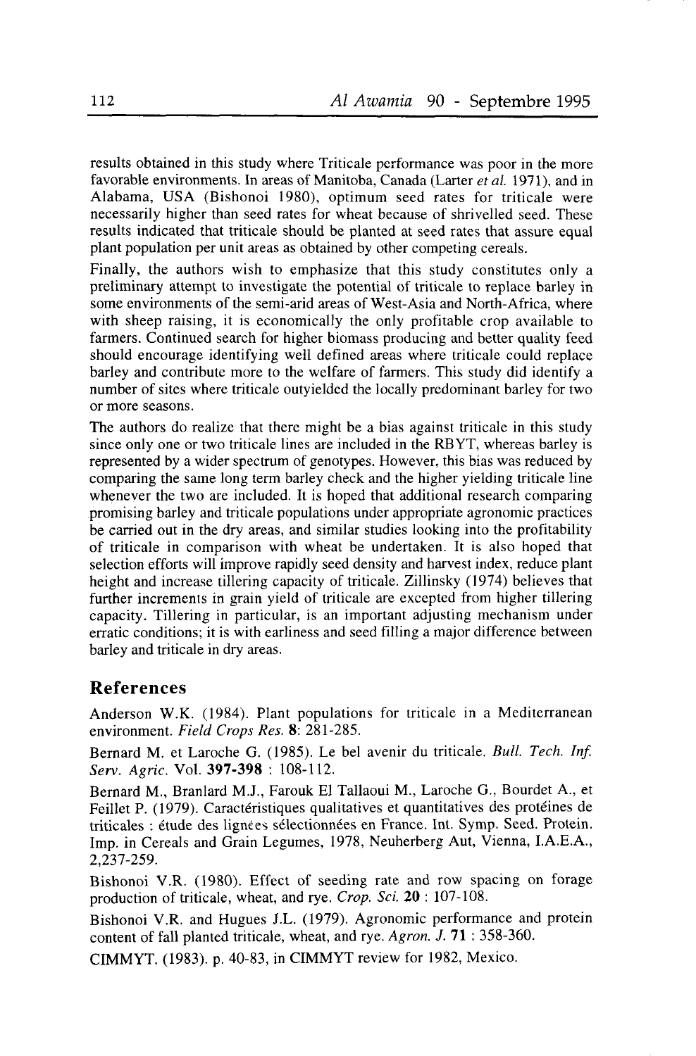results obtained in this study where Triticale performance was poor in the more favorable environments. In areas of Manitoba, Canada (Larter *et al.* 1971), and in Alabama, USA (Bishonoi 1980), optimum seed rates for triticale were necessarily higher than seed rates for wheat because of shrivelled seed. These results indicated that triticale should be planted at seed rates that assure equal plant population per unit areas as obtained by other competing cereals.

Finally, the authors wish to emphasize that this study constitutes only a preliminary attempt to investigate the potential of triticale to replace barley in some environments of the semi-arid areas of West-Asia and North-Africa, where with sheep raising, it is economically the only profitable crop available to farmers. Continued search for higher biomass producing and better quality feed should encourage identifying well defined areas where triticale could replace barley and contribute more to the welfare of farmers. This study did identify a number of sites where triticale outyielded the locally predominant barley for two or more seasons.

The authors do realize that there might be a bias against triticale in this study since only one or two triticale lines are included in the RBYT, whereas barley is represented by a wider spectrum of genotypes. However, this bias was reduced by comparing the same long term barley check and the higher yielding triticale line whenever the two are included. It is hoped that additional research comparing promising barley and triticale populations under appropriate agronomic practices be carried out in the dry areas, and similar studies looking into the profitability of triticale in comparison with wheat be undertaken. It is also hoped that selection efforts will improve rapidly seed density and harvest index, reduce plant height and increase tillering capacity of triticale. Zillinsky (1974) believes that further increments in grain yield of triticale are excepted from higher tillering capacity. Tillering in particular, is an important adjusting mechanism under erratic conditions; it is with earliness and seed filling a major difference between barley and triticale in dry areas.

## References

Anderson W.K. (1984). Plant populations for triticale in a Mediterranean environment. *Field Crops Res.* **8**: 281-285.

Bernard M. et Laroche G. (1985). Le bel avenir du triticale. *Bull. Tech. Inf. Serv. Agric.* Vol. **397-398** : 108-112.

Bernard M., Branlard M.J., Farouk El Tallaoui M., Laroche G., Bourdet A., et Feillet P. (1979). Caractéristiques qualitatives et quantitatives des protéines de triticales : étude des lignées sélectionnées en France. Int. Symp. Seed. Protein. Imp. in Cereals and Grain Legumes, 1978, Neuherberg Aut, Vienna, I.A.E.A., 2,237-259.

Bishonoi V.R. (1980). Effect of seeding rate and row spacing on forage production of triticale, wheat, and rye. *Crop. Sci.* **20** : 107-108.

Bishonoi V.R. and Hugues J.L. (1979). Agronomic performance and protein content of fall planted triticale, wheat, and rye. *Agron. J.* **71** : 358-360.

CIMMYT. (1983). p. 40-83, in CIMMYT review for 1982, Mexico.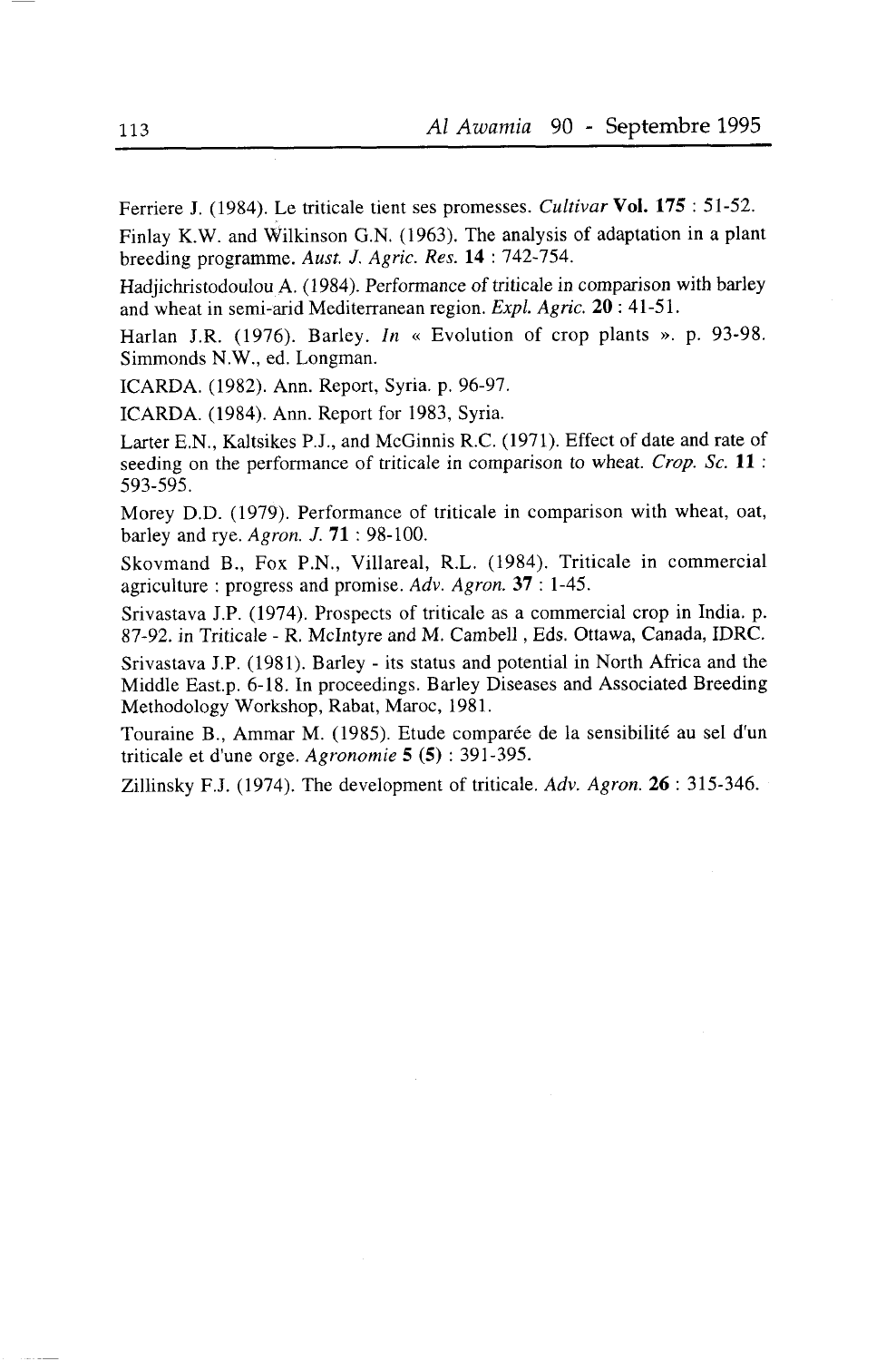Ferriere J. (1984). Le triticale tient ses promesses. *Cultivar* **Vol. 175** : 51-52.

Finlay K.W. and Wilkinson G.N. (1963). The analysis of adaptation in a plant breeding programme. *Aust. J. Agric. Res.* **14** : 742-754.

Hadjichristodoulou A. (1984). Performance of triticale in comparison with barley and wheat in semi-arid Mediterranean region. *Expl. Agric.* **20** : 41-51.

Harlan J.R. (1976). Barley. *In* « Evolution of crop plants ». p. 93-98. Simmonds N.W., ed. Longman.

ICARDA. (1982). Ann. Report, Syria. p. 96-97.

ICARDA. (1984). Ann. Report for 1983, Syria.

Larter E.N., Kaltsikes P.J., and McGinnis R.C. (1971). Effect of date and rate of seeding on the performance of triticale in comparison to wheat. *Crop. Sc.* **11** : 593-595.

Morey D.D. (1979). Performance of triticale in comparison with wheat, oat, barley and rye. *Agron. J.* **71** : 98-100.

Skovmand B., Fox P.N., Villareal, R.L. (1984). Triticale in commercial agriculture : progress and promise. *Adv. Agron.* **37** : 1-45.

Srivastava J.P. (1974). Prospects of triticale as a commercial crop in India. p. 87-92. in Triticale - R. McIntyre and M. Cambell , Eds. Ottawa, Canada, IDRC.

Srivastava J.P. (1981). Barley - its status and potential in North Africa and the Middle East.p. 6-18. In proceedings. Barley Diseases and Associated Breeding Methodology Workshop, Rabat, Maroc, 1981.

Touraine B., Ammar M. (1985). Etude comparée de la sensibilité au sel d'un triticale et d'une orge. *Agronomie* **5 (5)** : 391-395.

Zillinsky F.J. (1974). The development of triticale. *Adv. Agron.* **26** : 315-346.